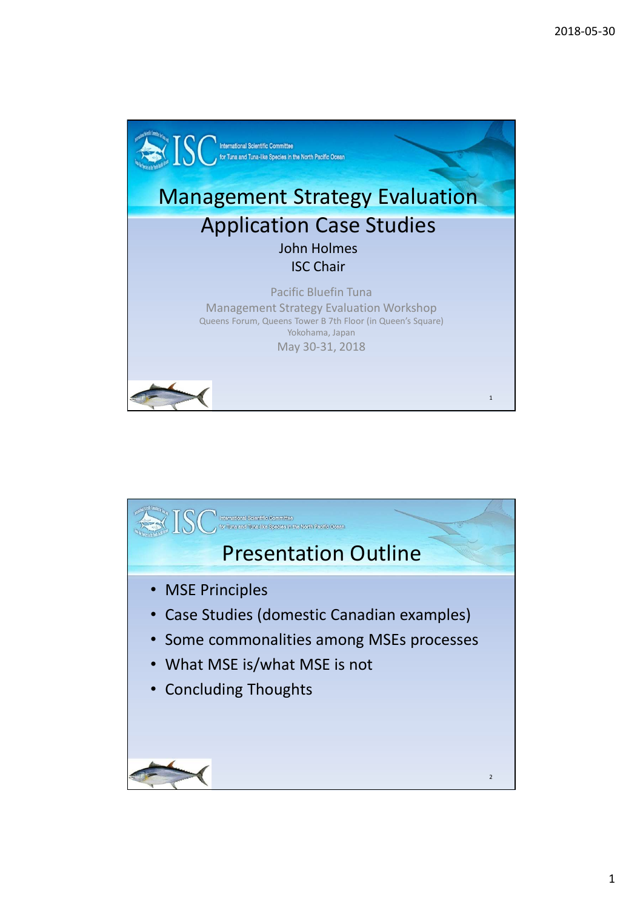# Management Strategy Evaluation Application Case Studies

John Holmes
ISC Chair

Pacific Bluefin Tuna
Management Strategy Evaluation Workshop
Queens Forum, Queens Tower B 7th Floor (in Queen's Square)
Yokohama, Japan
May 30-31, 2018

---

# Presentation Outline

- MSE Principles
- Case Studies (domestic Canadian examples)
- Some commonalities among MSEs processes
- What MSE is/what MSE is not
- Concluding Thoughts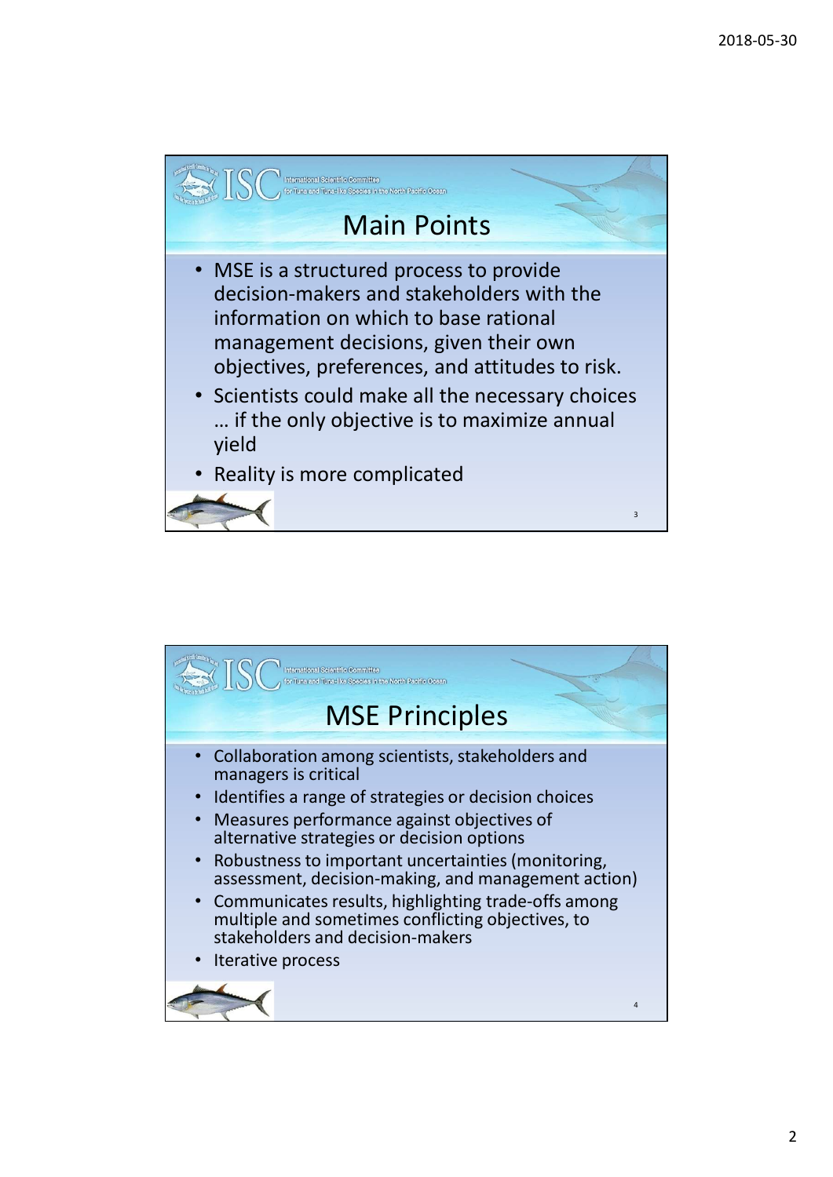## Main Points

- MSE is a structured process to provide decision-makers and stakeholders with the information on which to base rational management decisions, given their own objectives, preferences, and attitudes to risk.
- Scientists could make all the necessary choices … if the only objective is to maximize annual yield
- Reality is more complicated

## MSE Principles

- Collaboration among scientists, stakeholders and managers is critical
- Identifies a range of strategies or decision choices
- Measures performance against objectives of alternative strategies or decision options
- Robustness to important uncertainties (monitoring, assessment, decision-making, and management action)
- Communicates results, highlighting trade-offs among multiple and sometimes conflicting objectives, to stakeholders and decision-makers
- Iterative process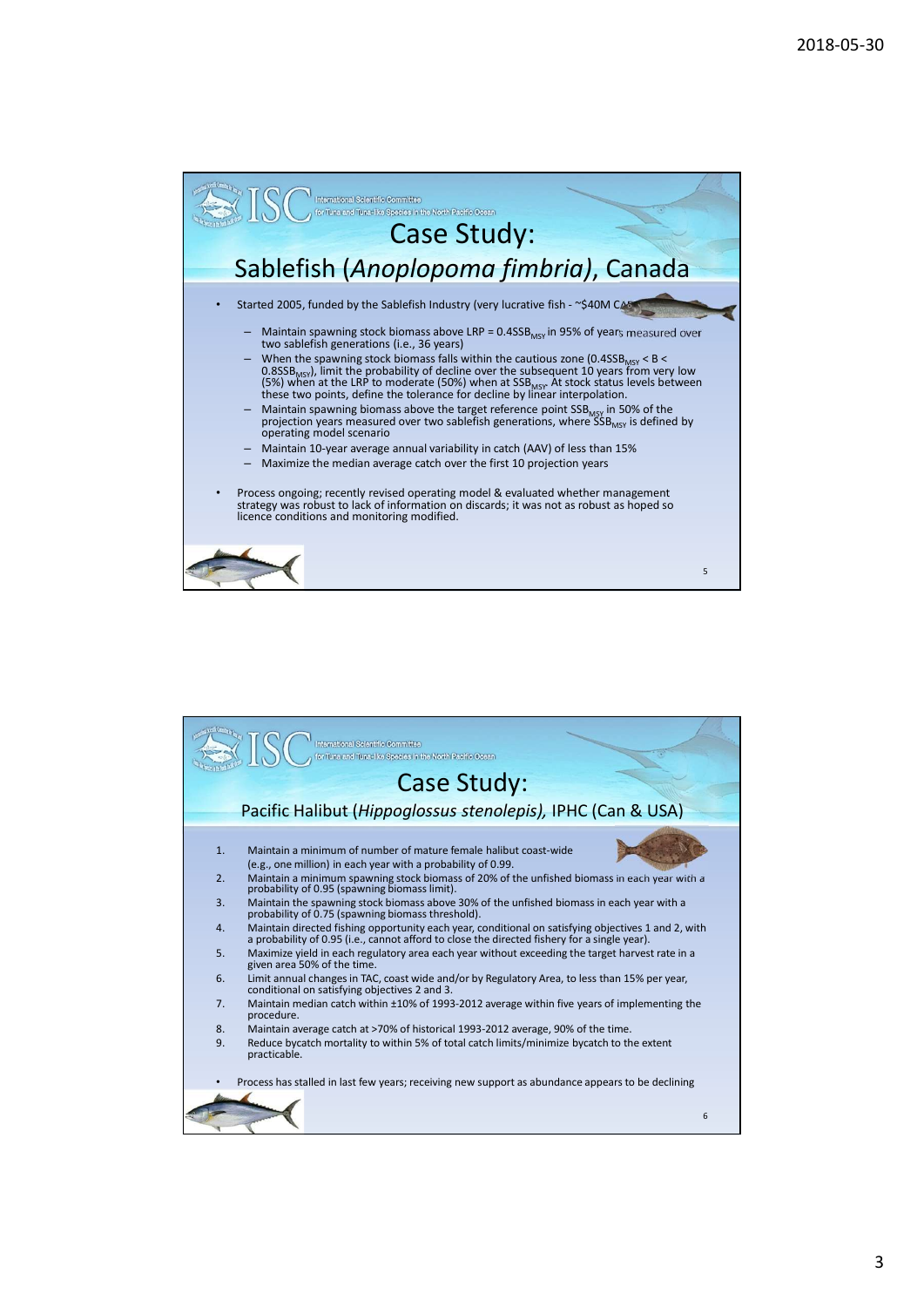## Case Study: Sablefish (*Anoplopoma fimbria*), Canada

- Started 2005, funded by the Sablefish Industry (very lucrative fish - ~$40M CAN)
  - Maintain spawning stock biomass above LRP = $0.4SSB_{MSY}$ in 95% of years measured over two sablefish generations (i.e., 36 years)
  - When the spawning stock biomass falls within the cautious zone ($0.4SSB_{MSY} < B < 0.8SSB_{MSY}$), limit the probability of decline over the subsequent 10 years from very low (5%) when at the LRP to moderate (50%) when at $SSB_{MSY}$. At stock status levels between these two points, define the tolerance for decline by linear interpolation.
  - Maintain spawning biomass above the target reference point $SSB_{MSY}$ in 50% of the projection years measured over two sablefish generations, where $SSB_{MSY}$ is defined by operating model scenario
  - Maintain 10-year average annual variability in catch (AAV) of less than 15%
  - Maximize the median average catch over the first 10 projection years
- Process ongoing; recently revised operating model & evaluated whether management strategy was robust to lack of information on discards; it was not as robust as hoped so licence conditions and monitoring modified.

## Case Study: Pacific Halibut (*Hippoglossus stenolepis),* IPHC (Can & USA)

1. Maintain a minimum of number of mature female halibut coast-wide (e.g., one million) in each year with a probability of 0.99.
2. Maintain a minimum spawning stock biomass of 20% of the unfished biomass in each year with a probability of 0.95 (spawning biomass limit).
3. Maintain the spawning stock biomass above 30% of the unfished biomass in each year with a probability of 0.75 (spawning biomass threshold).
4. Maintain directed fishing opportunity each year, conditional on satisfying objectives 1 and 2, with a probability of 0.95 (i.e., cannot afford to close the directed fishery for a single year).
5. Maximize yield in each regulatory area each year without exceeding the target harvest rate in a given area 50% of the time.
6. Limit annual changes in TAC, coast wide and/or by Regulatory Area, to less than 15% per year, conditional on satisfying objectives 2 and 3.
7. Maintain median catch within ±10% of 1993-2012 average within five years of implementing the procedure.
8. Maintain average catch at >70% of historical 1993-2012 average, 90% of the time.
9. Reduce bycatch mortality to within 5% of total catch limits/minimize bycatch to the extent practicable.

- Process has stalled in last few years; receiving new support as abundance appears to be declining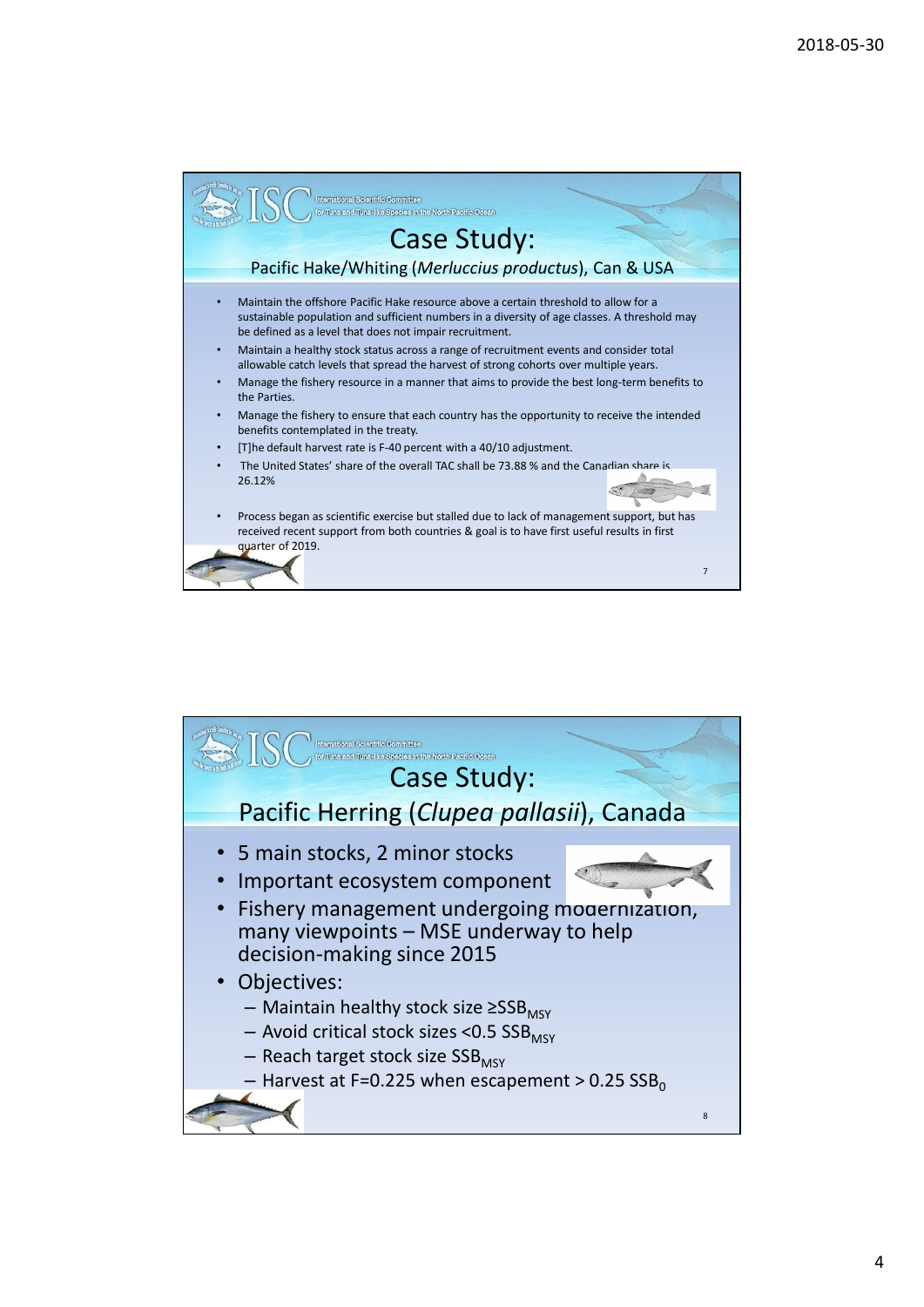## Case Study: Pacific Hake/Whiting (*Merluccius productus*), Can & USA

- Maintain the offshore Pacific Hake resource above a certain threshold to allow for a sustainable population and sufficient numbers in a diversity of age classes. A threshold may be defined as a level that does not impair recruitment.
- Maintain a healthy stock status across a range of recruitment events and consider total allowable catch levels that spread the harvest of strong cohorts over multiple years.
- Manage the fishery resource in a manner that aims to provide the best long-term benefits to the Parties.
- Manage the fishery to ensure that each country has the opportunity to receive the intended benefits contemplated in the treaty.
- [T]he default harvest rate is F-40 percent with a 40/10 adjustment.
- The United States' share of the overall TAC shall be 73.88 % and the Canadian share is 26.12%
- Process began as scientific exercise but stalled due to lack of management support, but has received recent support from both countries & goal is to have first useful results in first quarter of 2019.

## Case Study: Pacific Herring (*Clupea pallasii*), Canada

- 5 main stocks, 2 minor stocks
- Important ecosystem component
- Fishery management undergoing modernization, many viewpoints – MSE underway to help decision-making since 2015
- Objectives:
  - Maintain healthy stock size $\geq SSB_{MSY}$
  - Avoid critical stock sizes $< 0.5\ SSB_{MSY}$
  - Reach target stock size $SSB_{MSY}$
  - Harvest at $F=0.225$ when escapement $> 0.25\ SSB_0$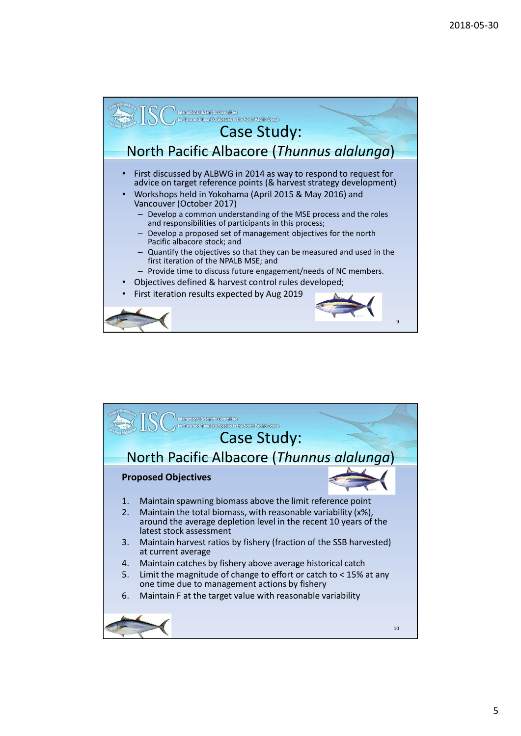## Case Study: North Pacific Albacore (*Thunnus alalunga*)

- First discussed by ALBWG in 2014 as way to respond to request for advice on target reference points (& harvest strategy development)
- Workshops held in Yokohama (April 2015 & May 2016) and Vancouver (October 2017)
  - Develop a common understanding of the MSE process and the roles and responsibilities of participants in this process;
  - Develop a proposed set of management objectives for the north Pacific albacore stock; and
  - Quantify the objectives so that they can be measured and used in the first iteration of the NPALB MSE; and
  - Provide time to discuss future engagement/needs of NC members.
- Objectives defined & harvest control rules developed;
- First iteration results expected by Aug 2019

## Case Study: North Pacific Albacore (*Thunnus alalunga*)

**Proposed Objectives**

1. Maintain spawning biomass above the limit reference point
2. Maintain the total biomass, with reasonable variability (x%), around the average depletion level in the recent 10 years of the latest stock assessment
3. Maintain harvest ratios by fishery (fraction of the SSB harvested) at current average
4. Maintain catches by fishery above average historical catch
5. Limit the magnitude of change to effort or catch to < 15% at any one time due to management actions by fishery
6. Maintain F at the target value with reasonable variability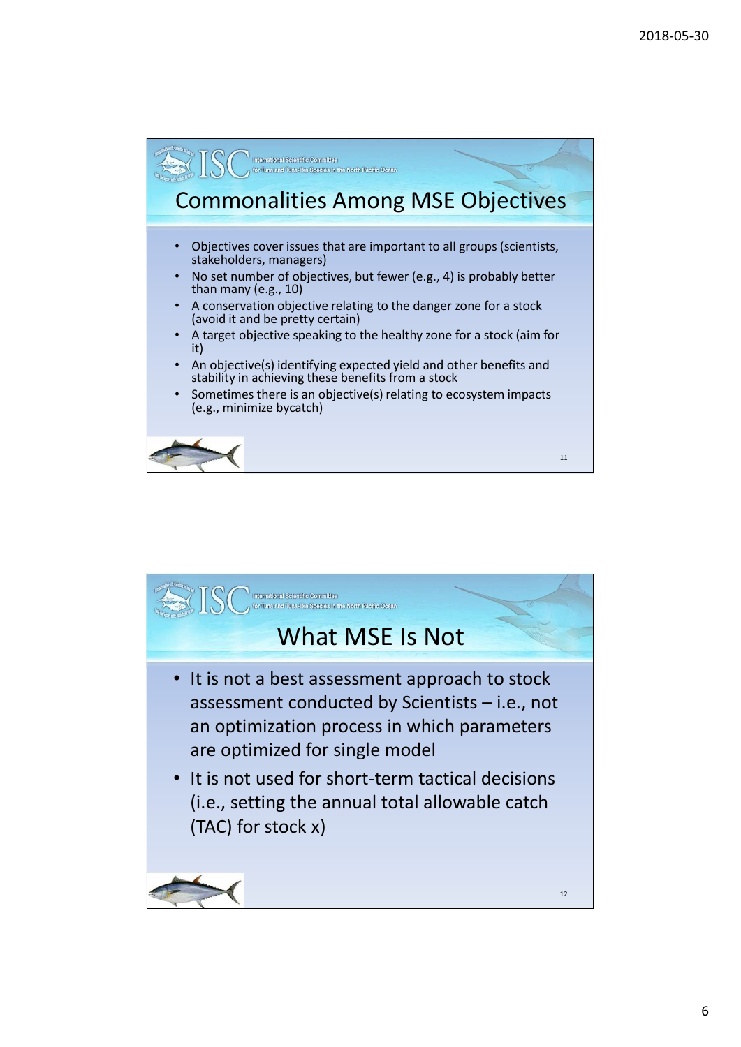## Commonalities Among MSE Objectives

- Objectives cover issues that are important to all groups (scientists, stakeholders, managers)
- No set number of objectives, but fewer (e.g., 4) is probably better than many (e.g., 10)
- A conservation objective relating to the danger zone for a stock (avoid it and be pretty certain)
- A target objective speaking to the healthy zone for a stock (aim for it)
- An objective(s) identifying expected yield and other benefits and stability in achieving these benefits from a stock
- Sometimes there is an objective(s) relating to ecosystem impacts (e.g., minimize bycatch)

## What MSE Is Not

- It is not a best assessment approach to stock assessment conducted by Scientists – i.e., not an optimization process in which parameters are optimized for single model
- It is not used for short-term tactical decisions (i.e., setting the annual total allowable catch (TAC) for stock x)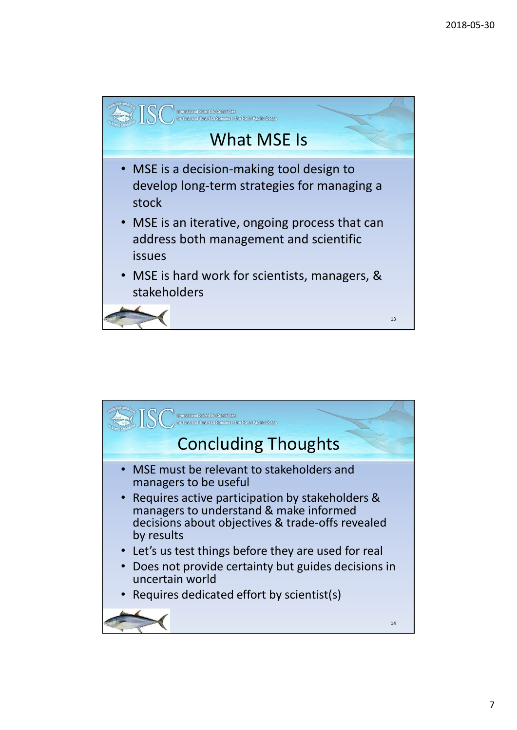## What MSE Is

- MSE is a decision-making tool design to develop long-term strategies for managing a stock
- MSE is an iterative, ongoing process that can address both management and scientific issues
- MSE is hard work for scientists, managers, & stakeholders

## Concluding Thoughts

- MSE must be relevant to stakeholders and managers to be useful
- Requires active participation by stakeholders & managers to understand & make informed decisions about objectives & trade-offs revealed by results
- Let's us test things before they are used for real
- Does not provide certainty but guides decisions in uncertain world
- Requires dedicated effort by scientist(s)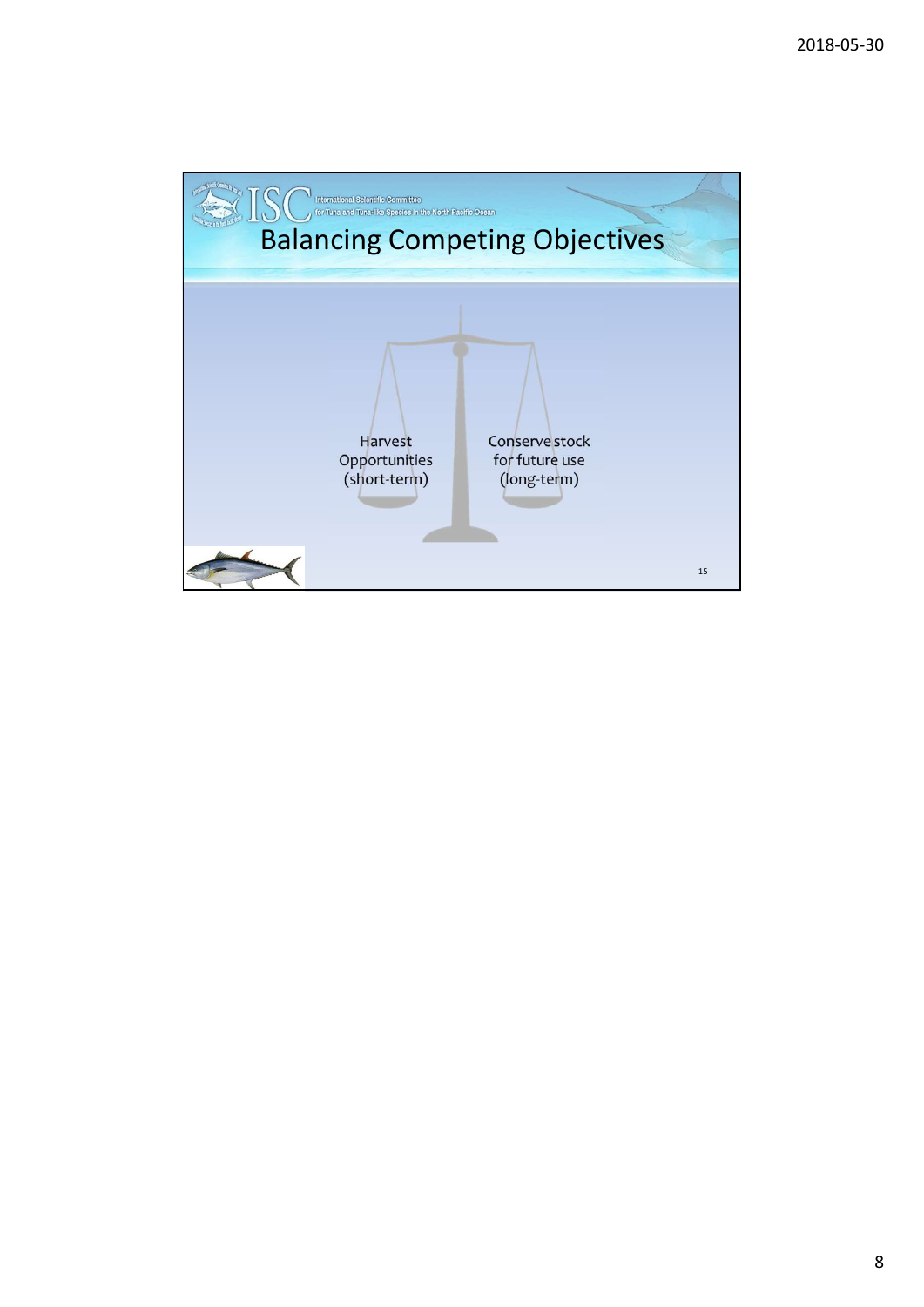# Balancing Competing Objectives

Harvest Opportunities (short-term)

Conserve stock for future use (long-term)